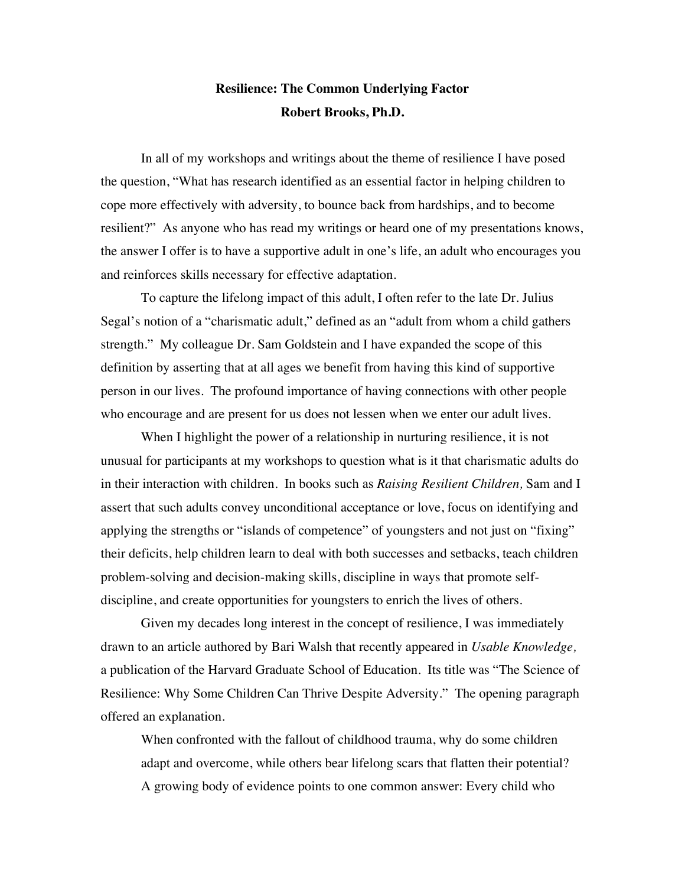# Resilience: The Common Underlying Factor

**Robert Brooks, Ph.D.**

In all of my workshops and writings about the theme of resilience I have posed the question, "What has research identified as an essential factor in helping children to cope more effectively with adversity, to bounce back from hardships, and to become resilient?" As anyone who has read my writings or heard one of my presentations knows, the answer I offer is to have a supportive adult in one's life, an adult who encourages you and reinforces skills necessary for effective adaptation.

To capture the lifelong impact of this adult, I often refer to the late Dr. Julius Segal's notion of a "charismatic adult," defined as an "adult from whom a child gathers strength." My colleague Dr. Sam Goldstein and I have expanded the scope of this definition by asserting that at all ages we benefit from having this kind of supportive person in our lives. The profound importance of having connections with other people who encourage and are present for us does not lessen when we enter our adult lives.

When I highlight the power of a relationship in nurturing resilience, it is not unusual for participants at my workshops to question what is it that charismatic adults do in their interaction with children. In books such as *Raising Resilient Children,* Sam and I assert that such adults convey unconditional acceptance or love, focus on identifying and applying the strengths or "islands of competence" of youngsters and not just on "fixing" their deficits, help children learn to deal with both successes and setbacks, teach children problem-solving and decision-making skills, discipline in ways that promote self-discipline, and create opportunities for youngsters to enrich the lives of others.

Given my decades long interest in the concept of resilience, I was immediately drawn to an article authored by Bari Walsh that recently appeared in *Usable Knowledge,* a publication of the Harvard Graduate School of Education. Its title was "The Science of Resilience: Why Some Children Can Thrive Despite Adversity." The opening paragraph offered an explanation.

> When confronted with the fallout of childhood trauma, why do some children adapt and overcome, while others bear lifelong scars that flatten their potential? A growing body of evidence points to one common answer: Every child who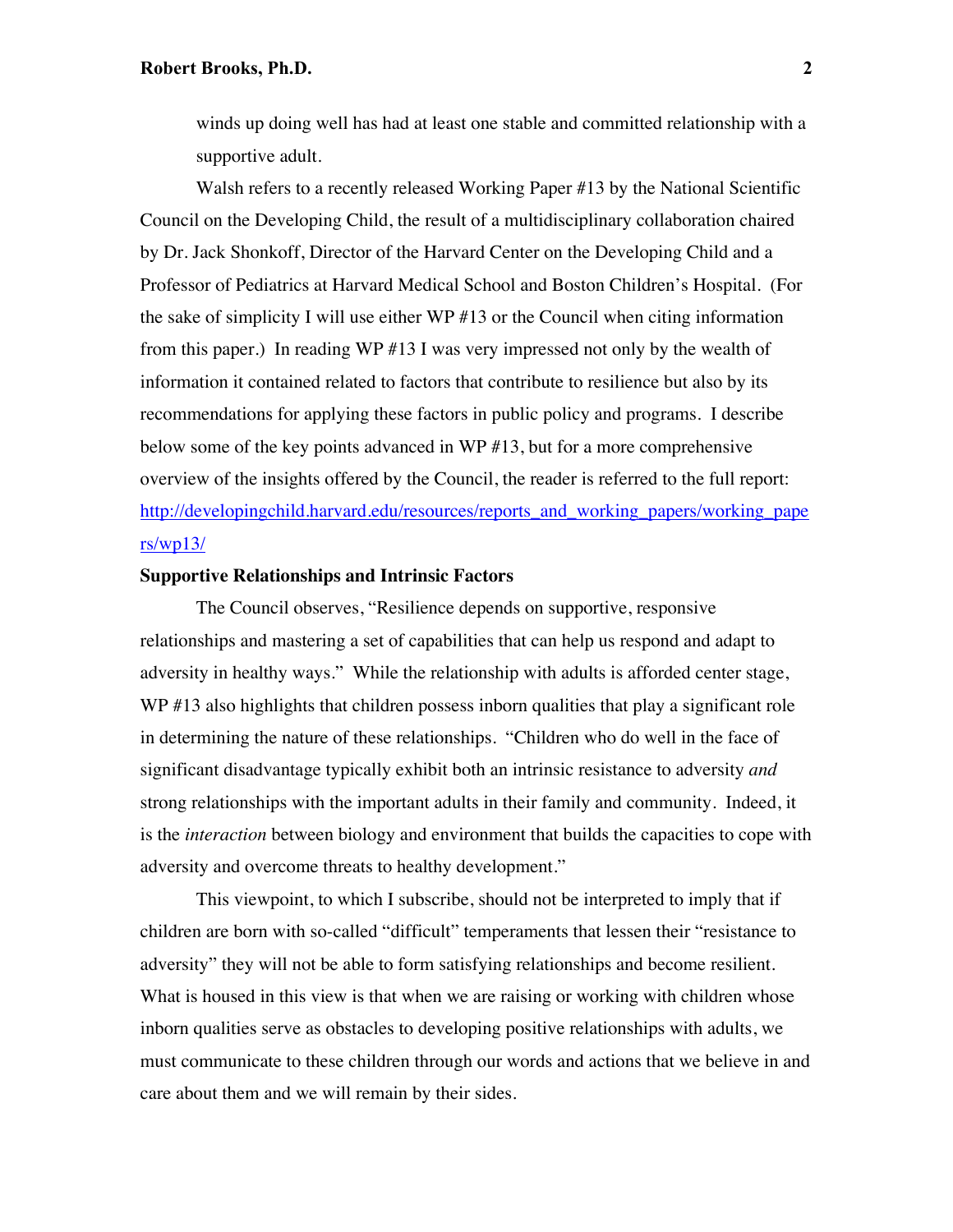winds up doing well has had at least one stable and committed relationship with a supportive adult.

Walsh refers to a recently released Working Paper #13 by the National Scientific Council on the Developing Child, the result of a multidisciplinary collaboration chaired by Dr. Jack Shonkoff, Director of the Harvard Center on the Developing Child and a Professor of Pediatrics at Harvard Medical School and Boston Children's Hospital. (For the sake of simplicity I will use either WP #13 or the Council when citing information from this paper.) In reading WP #13 I was very impressed not only by the wealth of information it contained related to factors that contribute to resilience but also by its recommendations for applying these factors in public policy and programs. I describe below some of the key points advanced in WP #13, but for a more comprehensive overview of the insights offered by the Council, the reader is referred to the full report: [http://developingchild.harvard.edu/resources/reports_and_working_papers/working_papers/wp13/](http://developingchild.harvard.edu/resources/reports_and_working_papers/working_papers/wp13/)

**Supportive Relationships and Intrinsic Factors**

The Council observes, "Resilience depends on supportive, responsive relationships and mastering a set of capabilities that can help us respond and adapt to adversity in healthy ways." While the relationship with adults is afforded center stage, WP #13 also highlights that children possess inborn qualities that play a significant role in determining the nature of these relationships. "Children who do well in the face of significant disadvantage typically exhibit both an intrinsic resistance to adversity *and* strong relationships with the important adults in their family and community. Indeed, it is the *interaction* between biology and environment that builds the capacities to cope with adversity and overcome threats to healthy development."

This viewpoint, to which I subscribe, should not be interpreted to imply that if children are born with so-called "difficult" temperaments that lessen their "resistance to adversity" they will not be able to form satisfying relationships and become resilient. What is housed in this view is that when we are raising or working with children whose inborn qualities serve as obstacles to developing positive relationships with adults, we must communicate to these children through our words and actions that we believe in and care about them and we will remain by their sides.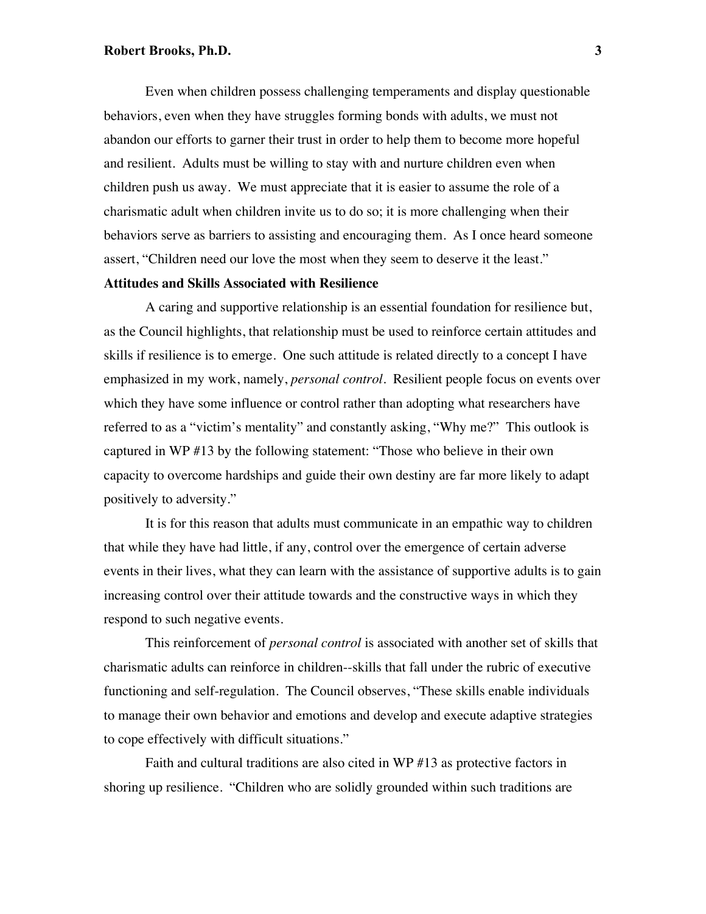Even when children possess challenging temperaments and display questionable behaviors, even when they have struggles forming bonds with adults, we must not abandon our efforts to garner their trust in order to help them to become more hopeful and resilient. Adults must be willing to stay with and nurture children even when children push us away. We must appreciate that it is easier to assume the role of a charismatic adult when children invite us to do so; it is more challenging when their behaviors serve as barriers to assisting and encouraging them. As I once heard someone assert, "Children need our love the most when they seem to deserve it the least."

**Attitudes and Skills Associated with Resilience**

A caring and supportive relationship is an essential foundation for resilience but, as the Council highlights, that relationship must be used to reinforce certain attitudes and skills if resilience is to emerge. One such attitude is related directly to a concept I have emphasized in my work, namely, *personal control*. Resilient people focus on events over which they have some influence or control rather than adopting what researchers have referred to as a "victim's mentality" and constantly asking, "Why me?" This outlook is captured in WP #13 by the following statement: "Those who believe in their own capacity to overcome hardships and guide their own destiny are far more likely to adapt positively to adversity."

It is for this reason that adults must communicate in an empathic way to children that while they have had little, if any, control over the emergence of certain adverse events in their lives, what they can learn with the assistance of supportive adults is to gain increasing control over their attitude towards and the constructive ways in which they respond to such negative events.

This reinforcement of *personal control* is associated with another set of skills that charismatic adults can reinforce in children--skills that fall under the rubric of executive functioning and self-regulation. The Council observes, "These skills enable individuals to manage their own behavior and emotions and develop and execute adaptive strategies to cope effectively with difficult situations."

Faith and cultural traditions are also cited in WP #13 as protective factors in shoring up resilience. "Children who are solidly grounded within such traditions are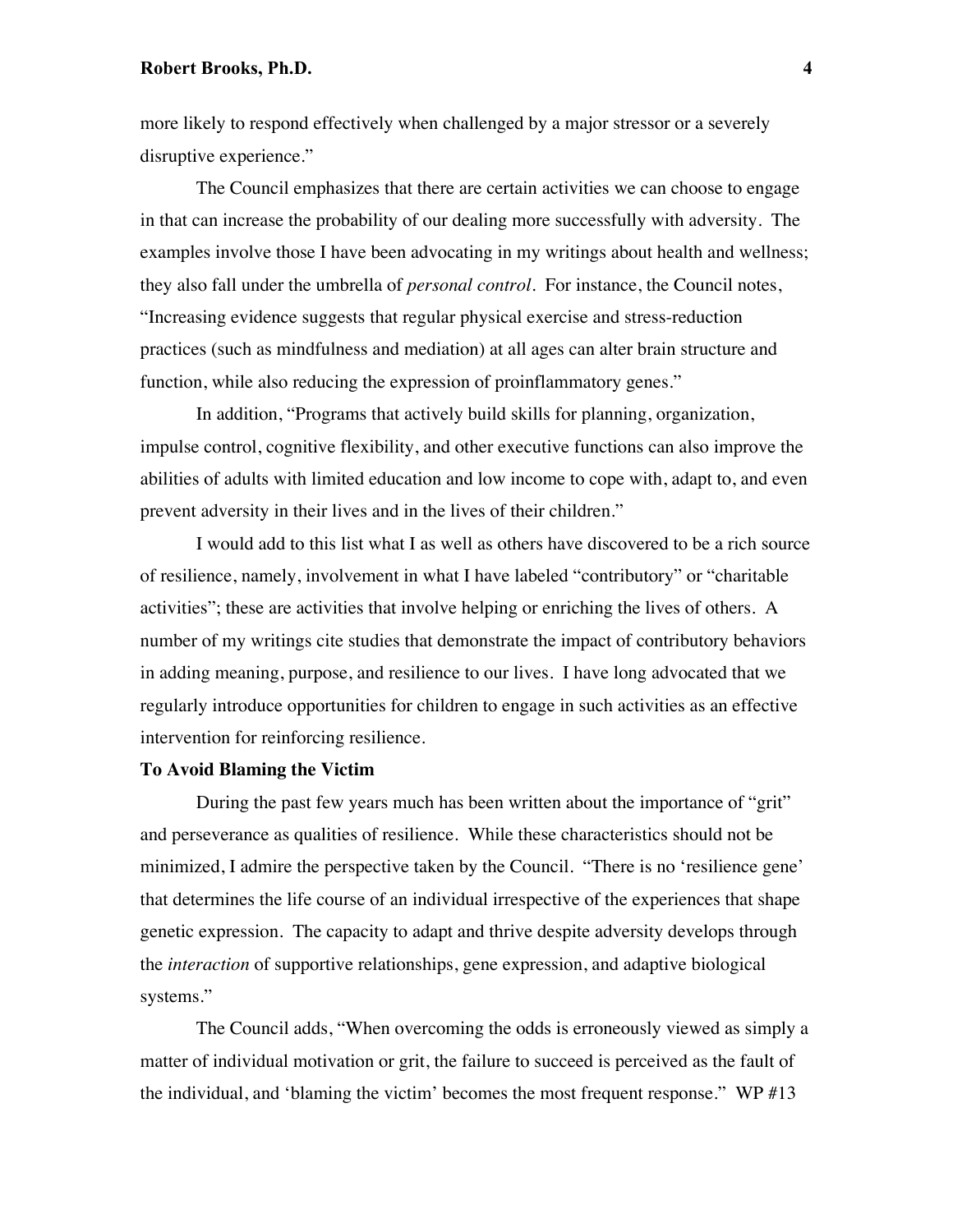more likely to respond effectively when challenged by a major stressor or a severely disruptive experience."

The Council emphasizes that there are certain activities we can choose to engage in that can increase the probability of our dealing more successfully with adversity. The examples involve those I have been advocating in my writings about health and wellness; they also fall under the umbrella of *personal control*. For instance, the Council notes, "Increasing evidence suggests that regular physical exercise and stress-reduction practices (such as mindfulness and mediation) at all ages can alter brain structure and function, while also reducing the expression of proinflammatory genes."

In addition, "Programs that actively build skills for planning, organization, impulse control, cognitive flexibility, and other executive functions can also improve the abilities of adults with limited education and low income to cope with, adapt to, and even prevent adversity in their lives and in the lives of their children."

I would add to this list what I as well as others have discovered to be a rich source of resilience, namely, involvement in what I have labeled "contributory" or "charitable activities"; these are activities that involve helping or enriching the lives of others. A number of my writings cite studies that demonstrate the impact of contributory behaviors in adding meaning, purpose, and resilience to our lives. I have long advocated that we regularly introduce opportunities for children to engage in such activities as an effective intervention for reinforcing resilience.

**To Avoid Blaming the Victim**

During the past few years much has been written about the importance of "grit" and perseverance as qualities of resilience. While these characteristics should not be minimized, I admire the perspective taken by the Council. "There is no 'resilience gene' that determines the life course of an individual irrespective of the experiences that shape genetic expression. The capacity to adapt and thrive despite adversity develops through the *interaction* of supportive relationships, gene expression, and adaptive biological systems."

The Council adds, "When overcoming the odds is erroneously viewed as simply a matter of individual motivation or grit, the failure to succeed is perceived as the fault of the individual, and 'blaming the victim' becomes the most frequent response." WP #13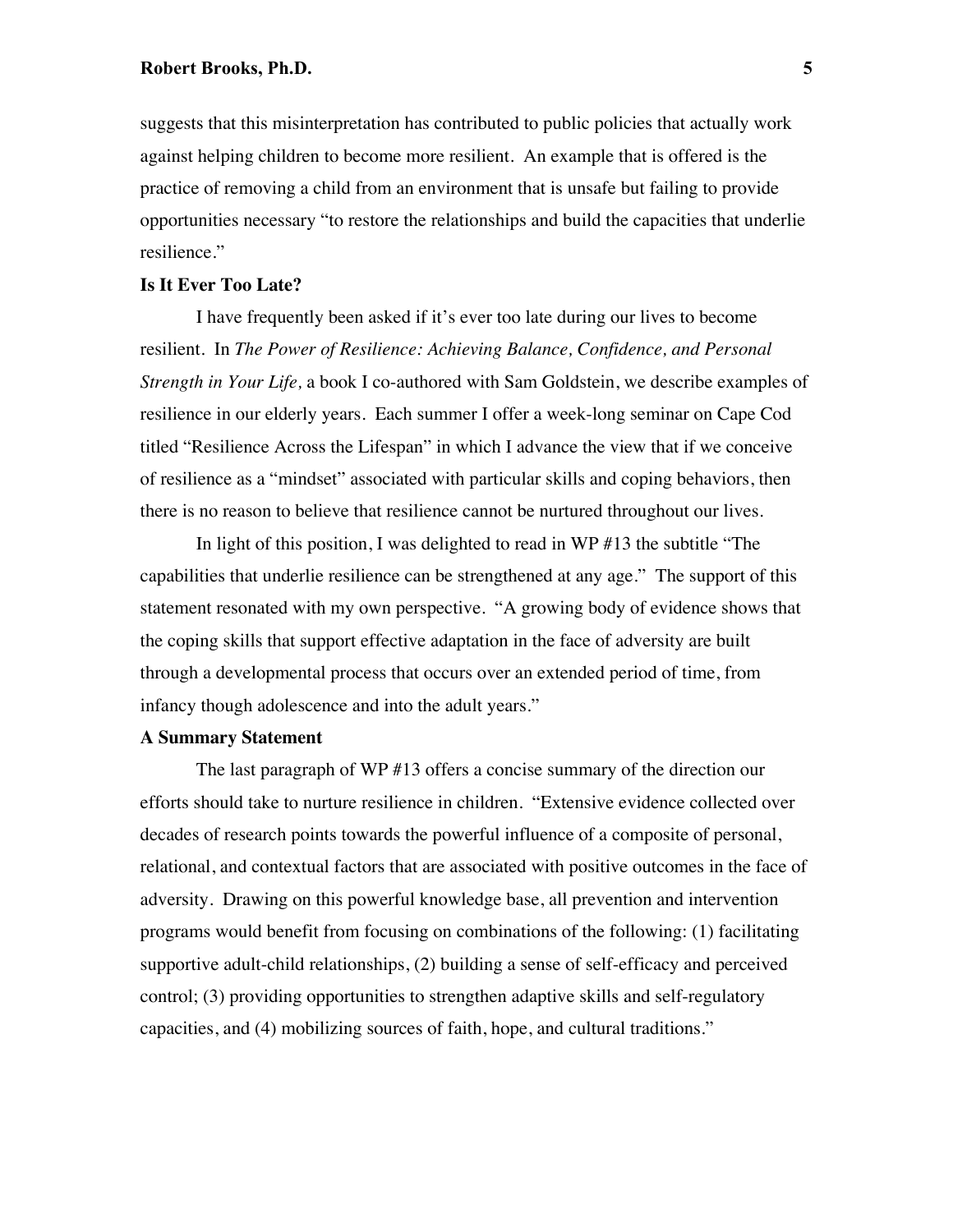suggests that this misinterpretation has contributed to public policies that actually work against helping children to become more resilient. An example that is offered is the practice of removing a child from an environment that is unsafe but failing to provide opportunities necessary "to restore the relationships and build the capacities that underlie resilience."

**Is It Ever Too Late?**

I have frequently been asked if it's ever too late during our lives to become resilient. In *The Power of Resilience: Achieving Balance, Confidence, and Personal Strength in Your Life,* a book I co-authored with Sam Goldstein, we describe examples of resilience in our elderly years. Each summer I offer a week-long seminar on Cape Cod titled "Resilience Across the Lifespan" in which I advance the view that if we conceive of resilience as a "mindset" associated with particular skills and coping behaviors, then there is no reason to believe that resilience cannot be nurtured throughout our lives.

In light of this position, I was delighted to read in WP #13 the subtitle "The capabilities that underlie resilience can be strengthened at any age." The support of this statement resonated with my own perspective. "A growing body of evidence shows that the coping skills that support effective adaptation in the face of adversity are built through a developmental process that occurs over an extended period of time, from infancy though adolescence and into the adult years."

**A Summary Statement**

The last paragraph of WP #13 offers a concise summary of the direction our efforts should take to nurture resilience in children. "Extensive evidence collected over decades of research points towards the powerful influence of a composite of personal, relational, and contextual factors that are associated with positive outcomes in the face of adversity. Drawing on this powerful knowledge base, all prevention and intervention programs would benefit from focusing on combinations of the following: (1) facilitating supportive adult-child relationships, (2) building a sense of self-efficacy and perceived control; (3) providing opportunities to strengthen adaptive skills and self-regulatory capacities, and (4) mobilizing sources of faith, hope, and cultural traditions."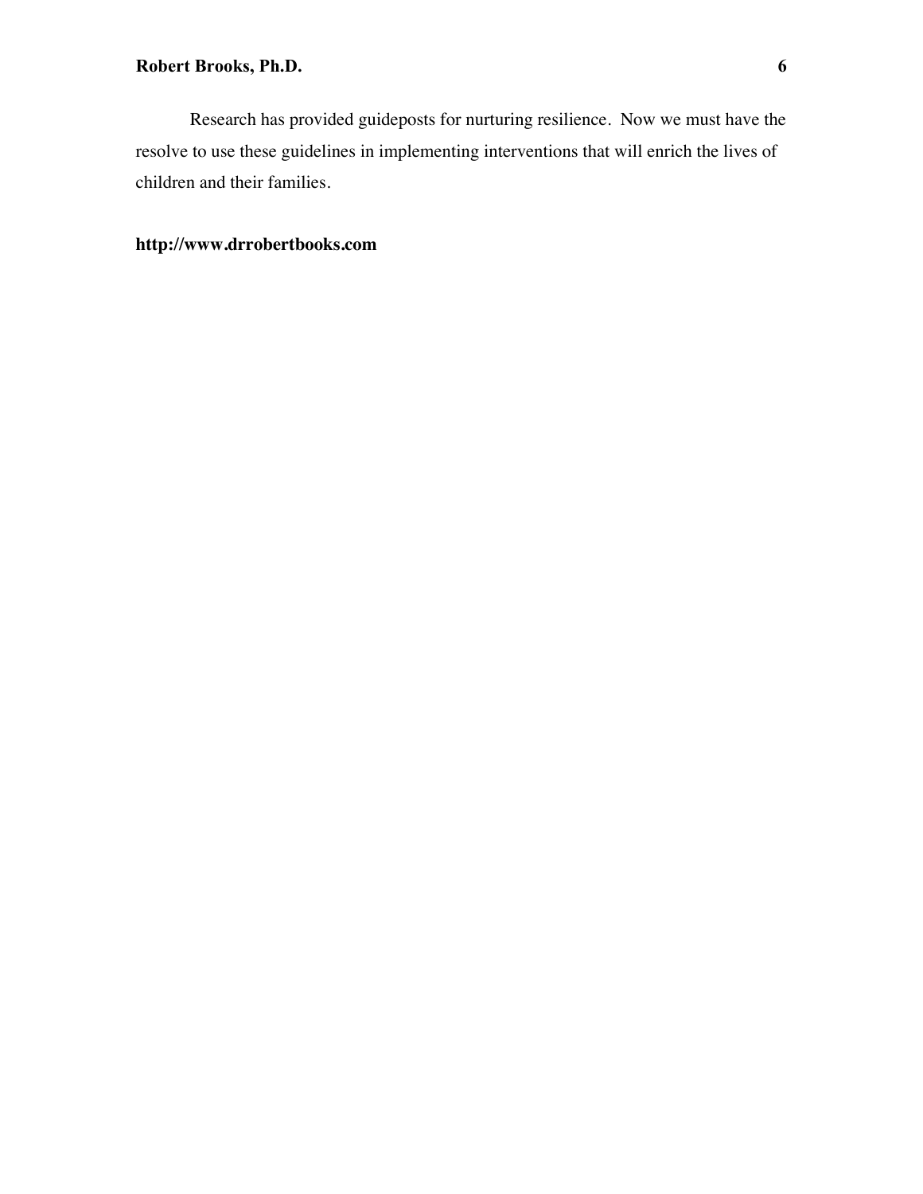Research has provided guideposts for nurturing resilience. Now we must have the resolve to use these guidelines in implementing interventions that will enrich the lives of children and their families.

**http://www.drrobertbooks.com**